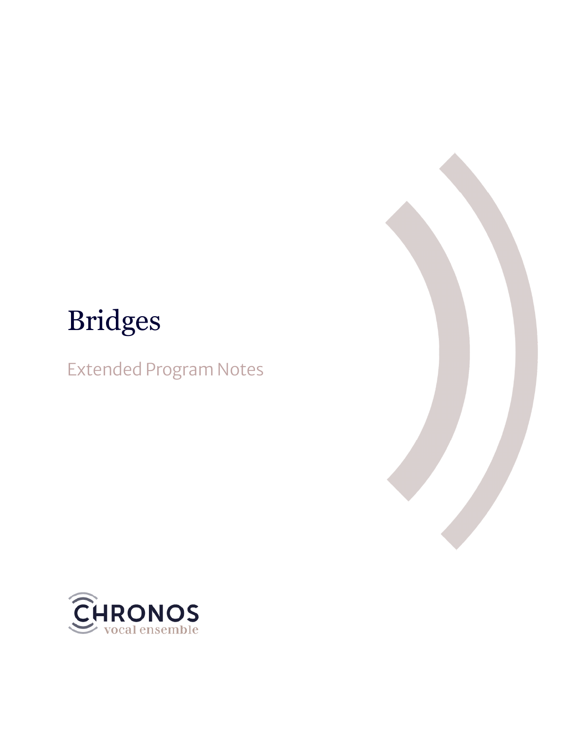# Bridges

Extended Program Notes

CHRONOS
vocal ensemble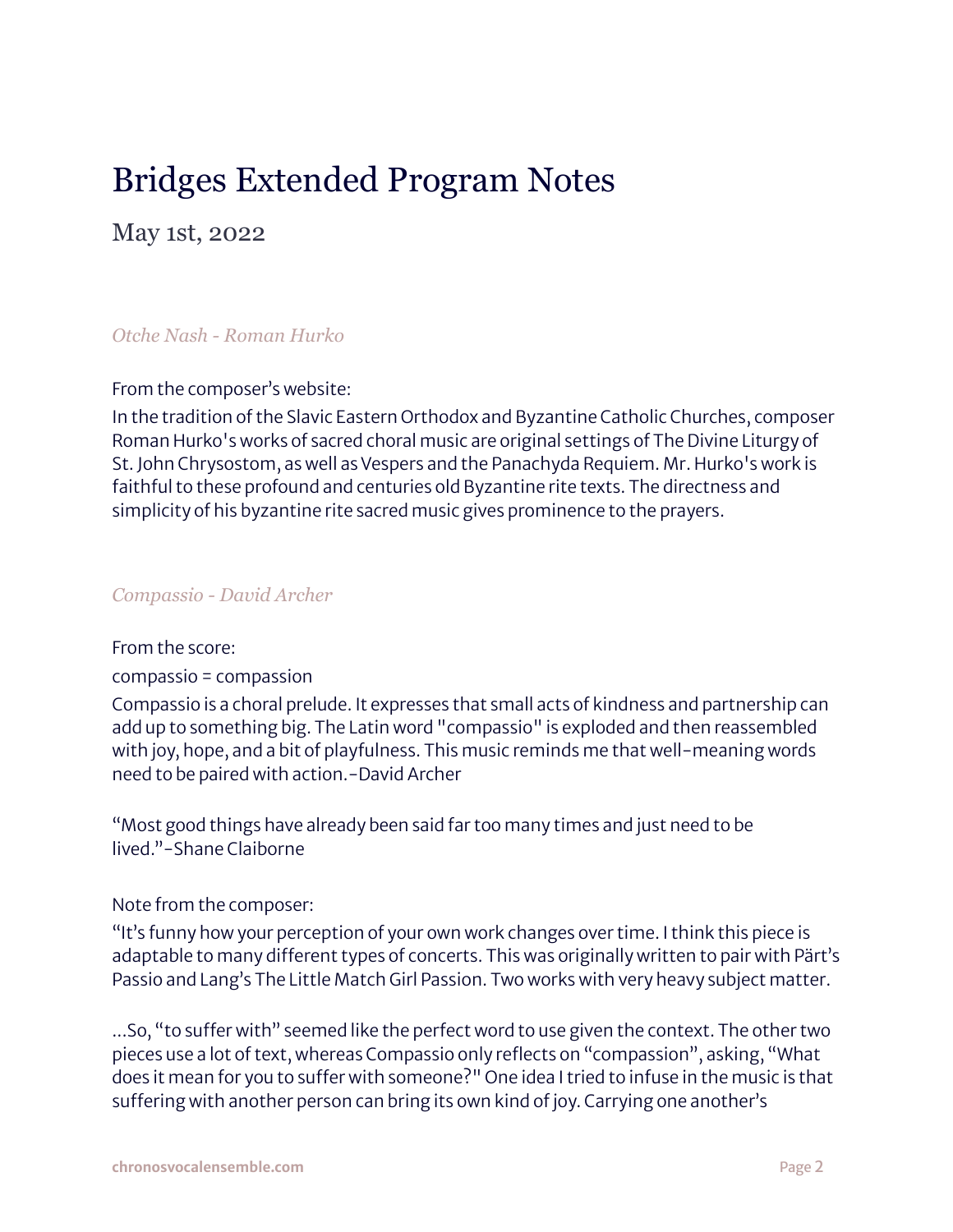# Bridges Extended Program Notes

May 1st, 2022

### *Otche Nash - Roman Hurko*

From the composer's website:

In the tradition of the Slavic Eastern Orthodox and Byzantine Catholic Churches, composer Roman Hurko's works of sacred choral music are original settings of The Divine Liturgy of St. John Chrysostom, as well as Vespers and the Panachyda Requiem. Mr. Hurko's work is faithful to these profound and centuries old Byzantine rite texts. The directness and simplicity of his byzantine rite sacred music gives prominence to the prayers.

### *Compassio - David Archer*

From the score:

compassio = compassion

Compassio is a choral prelude. It expresses that small acts of kindness and partnership can add up to something big. The Latin word "compassio" is exploded and then reassembled with joy, hope, and a bit of playfulness. This music reminds me that well-meaning words need to be paired with action.-David Archer

"Most good things have already been said far too many times and just need to be lived."-Shane Claiborne

Note from the composer:

"It's funny how your perception of your own work changes over time. I think this piece is adaptable to many different types of concerts. This was originally written to pair with Pärt's Passio and Lang's The Little Match Girl Passion. Two works with very heavy subject matter.

...So, "to suffer with" seemed like the perfect word to use given the context. The other two pieces use a lot of text, whereas Compassio only reflects on "compassion", asking, "What does it mean for you to suffer with someone?" One idea I tried to infuse in the music is that suffering with another person can bring its own kind of joy. Carrying one another's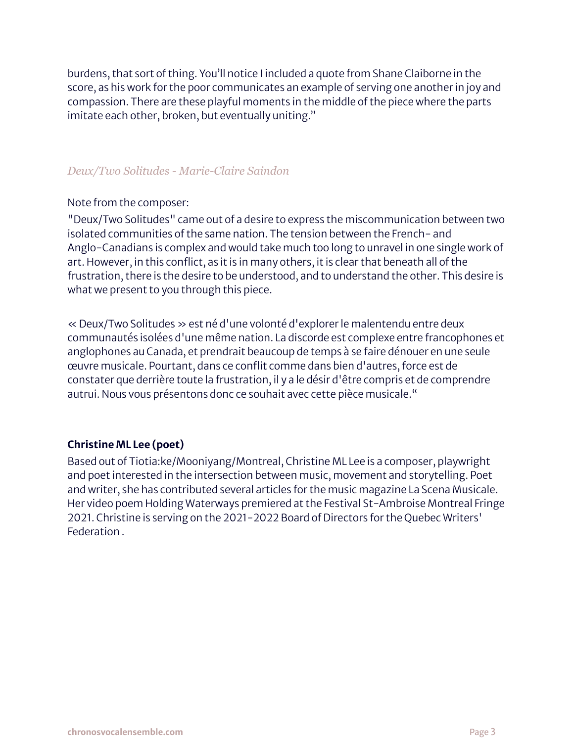burdens, that sort of thing. You'll notice I included a quote from Shane Claiborne in the score, as his work for the poor communicates an example of serving one another in joy and compassion. There are these playful moments in the middle of the piece where the parts imitate each other, broken, but eventually uniting."

### *Deux/Two Solitudes - Marie-Claire Saindon*

Note from the composer:

"Deux/Two Solitudes" came out of a desire to express the miscommunication between two isolated communities of the same nation. The tension between the French- and Anglo-Canadians is complex and would take much too long to unravel in one single work of art. However, in this conflict, as it is in many others, it is clear that beneath all of the frustration, there is the desire to be understood, and to understand the other. This desire is what we present to you through this piece.

« Deux/Two Solitudes » est né d'une volonté d'explorer le malentendu entre deux communautés isolées d'une même nation. La discorde est complexe entre francophones et anglophones au Canada, et prendrait beaucoup de temps à se faire dénouer en une seule œuvre musicale. Pourtant, dans ce conflit comme dans bien d'autres, force est de constater que derrière toute la frustration, il y a le désir d'être compris et de comprendre autrui. Nous vous présentons donc ce souhait avec cette pièce musicale.“

### **Christine ML Lee (poet)**

Based out of Tiotia:ke/Mooniyang/Montreal, Christine ML Lee is a composer, playwright and poet interested in the intersection between music, movement and storytelling. Poet and writer, she has contributed several articles for the music magazine La Scena Musicale. Her video poem Holding Waterways premiered at the Festival St-Ambroise Montreal Fringe 2021. Christine is serving on the 2021-2022 Board of Directors for the Quebec Writers' Federation .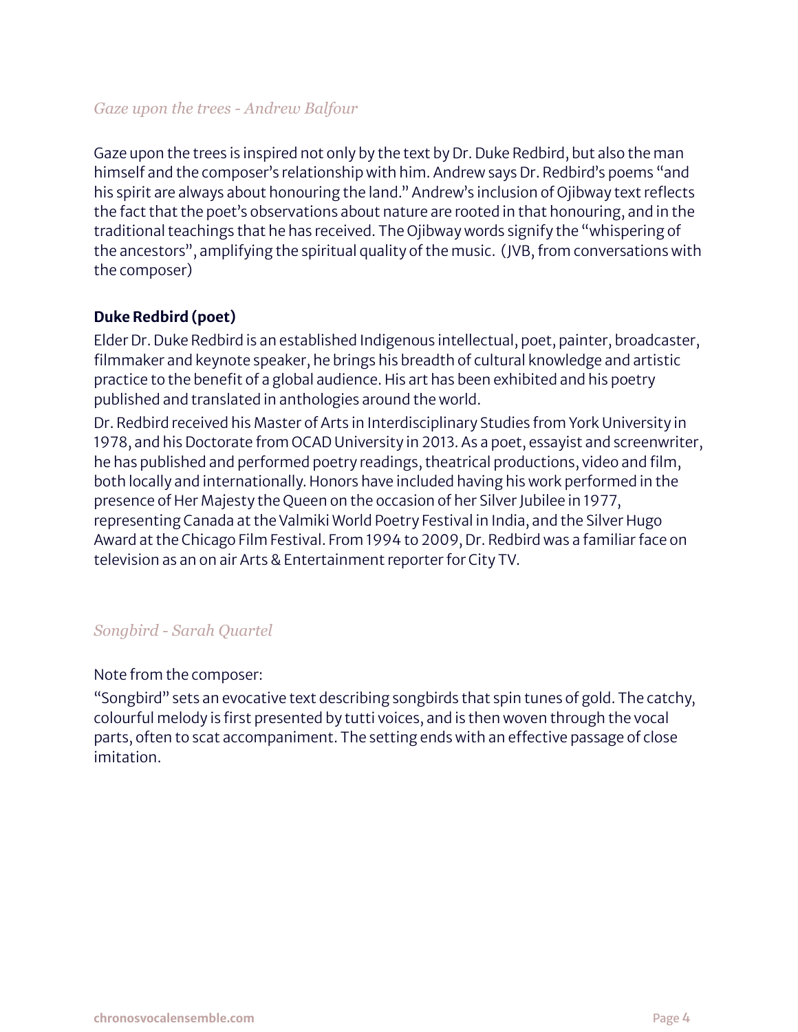*Gaze upon the trees - Andrew Balfour*

Gaze upon the trees is inspired not only by the text by Dr. Duke Redbird, but also the man himself and the composer's relationship with him. Andrew says Dr. Redbird's poems "and his spirit are always about honouring the land." Andrew's inclusion of Ojibway text reflects the fact that the poet's observations about nature are rooted in that honouring, and in the traditional teachings that he has received. The Ojibway words signify the "whispering of the ancestors", amplifying the spiritual quality of the music. (JVB, from conversations with the composer)

**Duke Redbird (poet)**

Elder Dr. Duke Redbird is an established Indigenous intellectual, poet, painter, broadcaster, filmmaker and keynote speaker, he brings his breadth of cultural knowledge and artistic practice to the benefit of a global audience. His art has been exhibited and his poetry published and translated in anthologies around the world.

Dr. Redbird received his Master of Arts in Interdisciplinary Studies from York University in 1978, and his Doctorate from OCAD University in 2013. As a poet, essayist and screenwriter, he has published and performed poetry readings, theatrical productions, video and film, both locally and internationally. Honors have included having his work performed in the presence of Her Majesty the Queen on the occasion of her Silver Jubilee in 1977, representing Canada at the Valmiki World Poetry Festival in India, and the Silver Hugo Award at the Chicago Film Festival. From 1994 to 2009, Dr. Redbird was a familiar face on television as an on air Arts & Entertainment reporter for City TV.

*Songbird - Sarah Quartel*

Note from the composer:

"Songbird" sets an evocative text describing songbirds that spin tunes of gold. The catchy, colourful melody is first presented by tutti voices, and is then woven through the vocal parts, often to scat accompaniment. The setting ends with an effective passage of close imitation.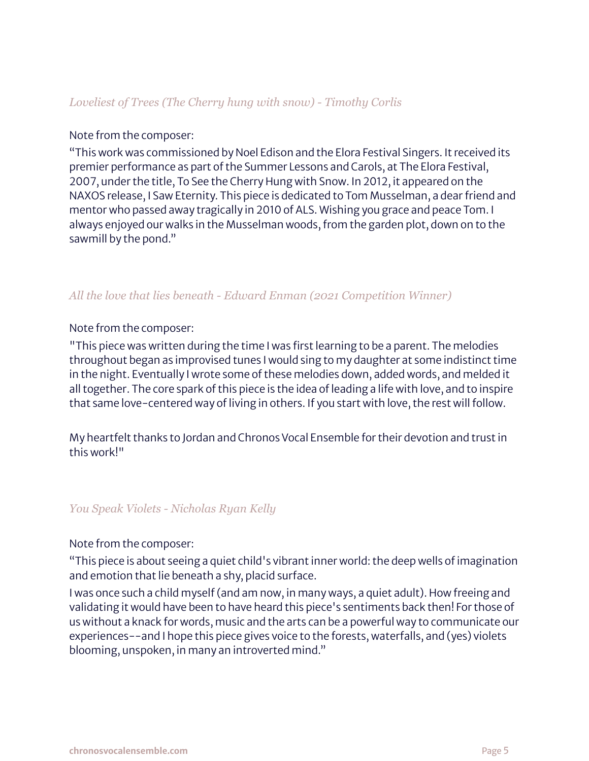### *Loveliest of Trees (The Cherry hung with snow) - Timothy Corlis*

Note from the composer:

“This work was commissioned by Noel Edison and the Elora Festival Singers. It received its premier performance as part of the Summer Lessons and Carols, at The Elora Festival, 2007, under the title, To See the Cherry Hung with Snow. In 2012, it appeared on the NAXOS release, I Saw Eternity. This piece is dedicated to Tom Musselman, a dear friend and mentor who passed away tragically in 2010 of ALS. Wishing you grace and peace Tom. I always enjoyed our walks in the Musselman woods, from the garden plot, down on to the sawmill by the pond.”

### *All the love that lies beneath - Edward Enman (2021 Competition Winner)*

Note from the composer:

"This piece was written during the time I was first learning to be a parent. The melodies throughout began as improvised tunes I would sing to my daughter at some indistinct time in the night. Eventually I wrote some of these melodies down, added words, and melded it all together. The core spark of this piece is the idea of leading a life with love, and to inspire that same love-centered way of living in others. If you start with love, the rest will follow.

My heartfelt thanks to Jordan and Chronos Vocal Ensemble for their devotion and trust in this work!"

### *You Speak Violets - Nicholas Ryan Kelly*

Note from the composer:

“This piece is about seeing a quiet child's vibrant inner world: the deep wells of imagination and emotion that lie beneath a shy, placid surface.

I was once such a child myself (and am now, in many ways, a quiet adult). How freeing and validating it would have been to have heard this piece's sentiments back then! For those of us without a knack for words, music and the arts can be a powerful way to communicate our experiences--and I hope this piece gives voice to the forests, waterfalls, and (yes) violets blooming, unspoken, in many an introverted mind.”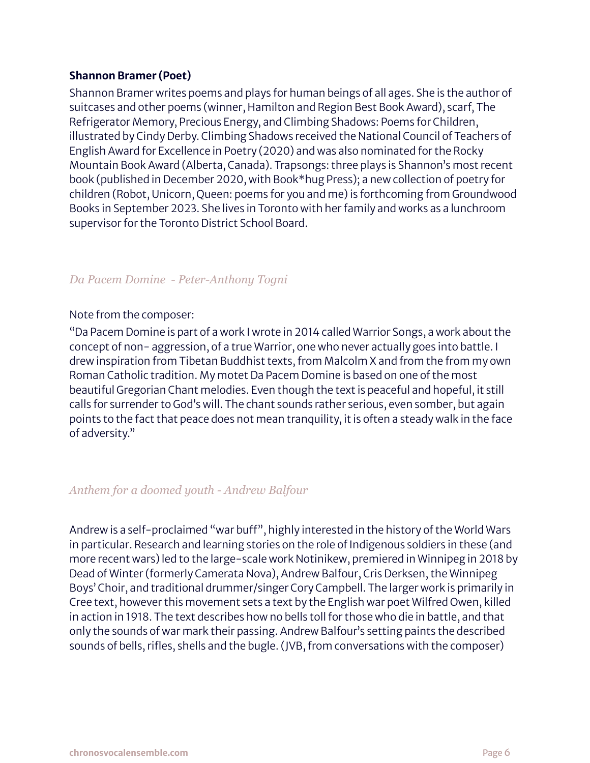**Shannon Bramer (Poet)**

Shannon Bramer writes poems and plays for human beings of all ages. She is the author of suitcases and other poems (winner, Hamilton and Region Best Book Award), scarf, The Refrigerator Memory, Precious Energy, and Climbing Shadows: Poems for Children, illustrated by Cindy Derby. Climbing Shadows received the National Council of Teachers of English Award for Excellence in Poetry (2020) and was also nominated for the Rocky Mountain Book Award (Alberta, Canada). Trapsongs: three plays is Shannon's most recent book (published in December 2020, with Book*hug Press); a new collection of poetry for children (Robot, Unicorn, Queen: poems for you and me) is forthcoming from Groundwood Books in September 2023. She lives in Toronto with her family and works as a lunchroom supervisor for the Toronto District School Board.

### *Da Pacem Domine - Peter-Anthony Togni*

Note from the composer:

"Da Pacem Domine is part of a work I wrote in 2014 called Warrior Songs, a work about the concept of non- aggression, of a true Warrior, one who never actually goes into battle. I drew inspiration from Tibetan Buddhist texts, from Malcolm X and from the from my own Roman Catholic tradition. My motet Da Pacem Domine is based on one of the most beautiful Gregorian Chant melodies. Even though the text is peaceful and hopeful, it still calls for surrender to God's will. The chant sounds rather serious, even somber, but again points to the fact that peace does not mean tranquility, it is often a steady walk in the face of adversity."

### *Anthem for a doomed youth - Andrew Balfour*

Andrew is a self-proclaimed "war buff", highly interested in the history of the World Wars in particular. Research and learning stories on the role of Indigenous soldiers in these (and more recent wars) led to the large-scale work Notinikew, premiered in Winnipeg in 2018 by Dead of Winter (formerly Camerata Nova), Andrew Balfour, Cris Derksen, the Winnipeg Boys' Choir, and traditional drummer/singer Cory Campbell. The larger work is primarily in Cree text, however this movement sets a text by the English war poet Wilfred Owen, killed in action in 1918. The text describes how no bells toll for those who die in battle, and that only the sounds of war mark their passing. Andrew Balfour's setting paints the described sounds of bells, rifles, shells and the bugle. (JVB, from conversations with the composer)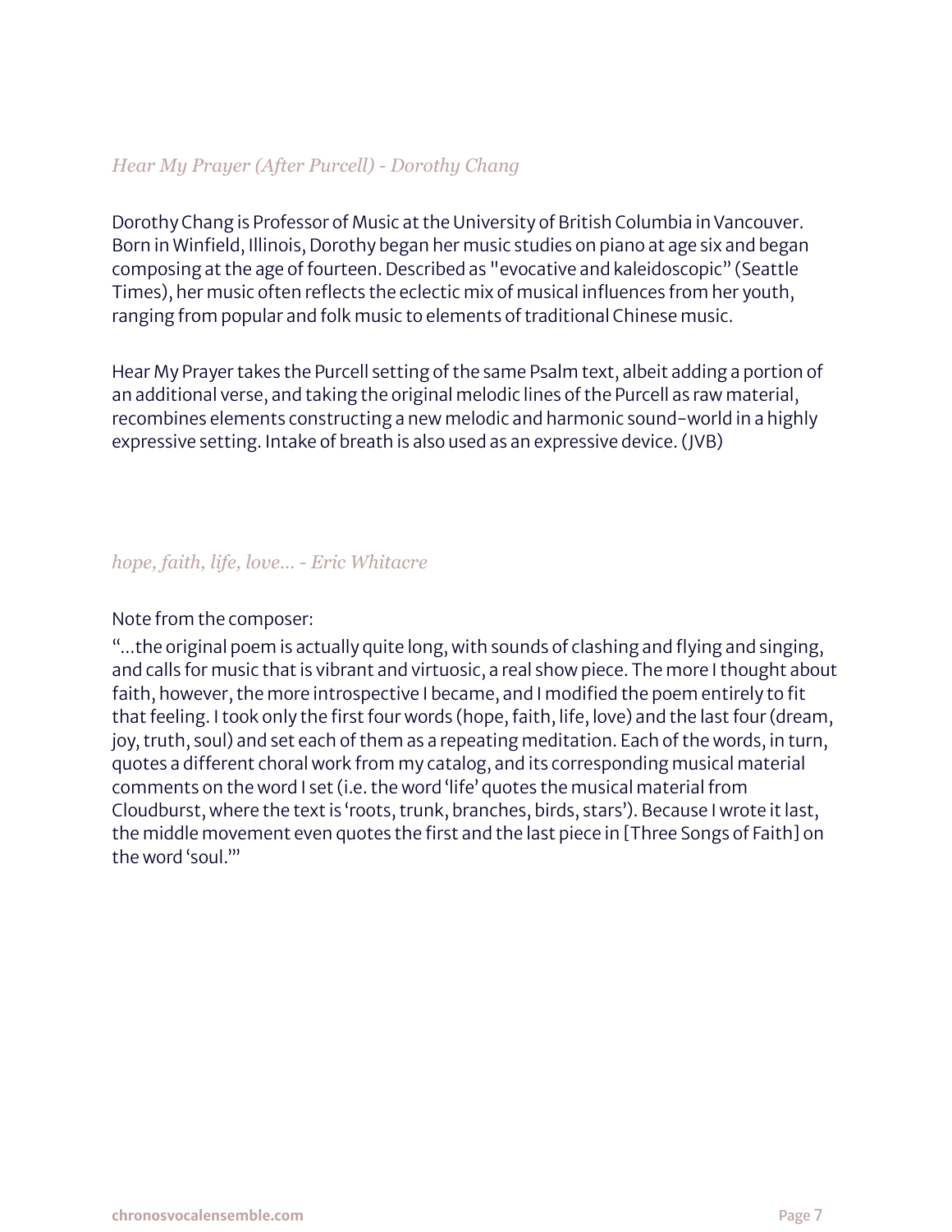### *Hear My Prayer (After Purcell) - Dorothy Chang*

Dorothy Chang is Professor of Music at the University of British Columbia in Vancouver. Born in Winfield, Illinois, Dorothy began her music studies on piano at age six and began composing at the age of fourteen. Described as "evocative and kaleidoscopic" (Seattle Times), her music often reflects the eclectic mix of musical influences from her youth, ranging from popular and folk music to elements of traditional Chinese music.

Hear My Prayer takes the Purcell setting of the same Psalm text, albeit adding a portion of an additional verse, and taking the original melodic lines of the Purcell as raw material, recombines elements constructing a new melodic and harmonic sound-world in a highly expressive setting. Intake of breath is also used as an expressive device. (JVB)

### *hope, faith, life, love... - Eric Whitacre*

Note from the composer:

"...the original poem is actually quite long, with sounds of clashing and flying and singing, and calls for music that is vibrant and virtuosic, a real show piece. The more I thought about faith, however, the more introspective I became, and I modified the poem entirely to fit that feeling. I took only the first four words (hope, faith, life, love) and the last four (dream, joy, truth, soul) and set each of them as a repeating meditation. Each of the words, in turn, quotes a different choral work from my catalog, and its corresponding musical material comments on the word I set (i.e. the word 'life' quotes the musical material from Cloudburst, where the text is 'roots, trunk, branches, birds, stars'). Because I wrote it last, the middle movement even quotes the first and the last piece in [Three Songs of Faith] on the word 'soul.'"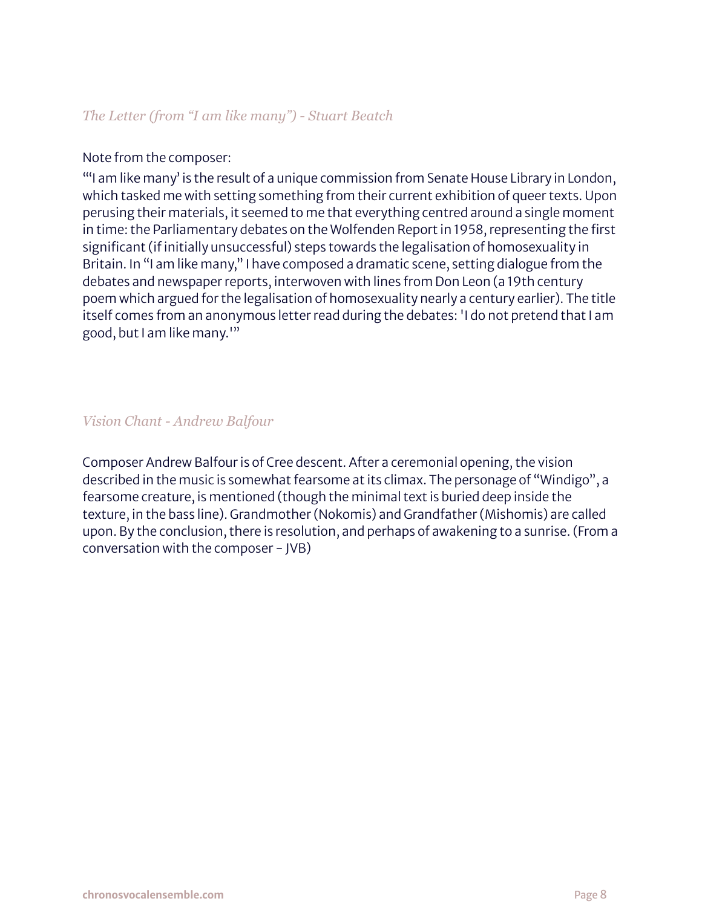### *The Letter (from "I am like many") - Stuart Beatch*

Note from the composer:

"'I am like many' is the result of a unique commission from Senate House Library in London, which tasked me with setting something from their current exhibition of queer texts. Upon perusing their materials, it seemed to me that everything centred around a single moment in time: the Parliamentary debates on the Wolfenden Report in 1958, representing the first significant (if initially unsuccessful) steps towards the legalisation of homosexuality in Britain. In "I am like many," I have composed a dramatic scene, setting dialogue from the debates and newspaper reports, interwoven with lines from Don Leon (a 19th century poem which argued for the legalisation of homosexuality nearly a century earlier). The title itself comes from an anonymous letter read during the debates: 'I do not pretend that I am good, but I am like many.'"

### *Vision Chant - Andrew Balfour*

Composer Andrew Balfour is of Cree descent. After a ceremonial opening, the vision described in the music is somewhat fearsome at its climax. The personage of "Windigo", a fearsome creature, is mentioned (though the minimal text is buried deep inside the texture, in the bass line). Grandmother (Nokomis) and Grandfather (Mishomis) are called upon. By the conclusion, there is resolution, and perhaps of awakening to a sunrise. (From a conversation with the composer - JVB)